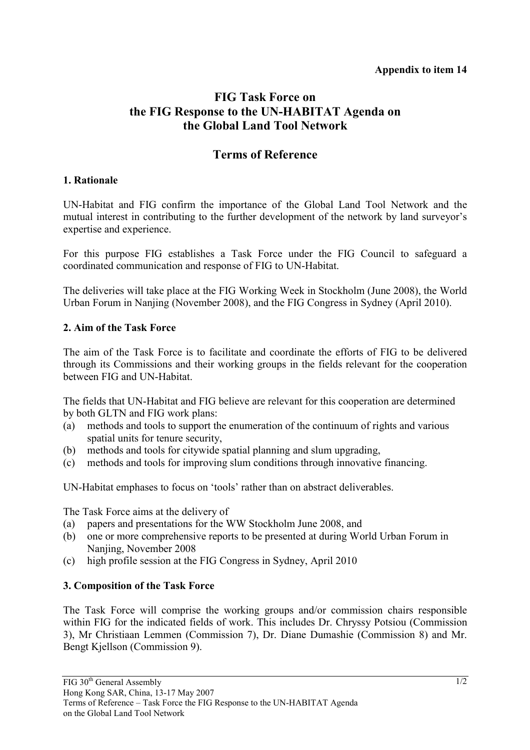**Appendix to item 14**

# FIG Task Force on the FIG Response to the UN-HABITAT Agenda on the Global Land Tool Network

## Terms of Reference

### 1. Rationale

UN-Habitat and FIG confirm the importance of the Global Land Tool Network and the mutual interest in contributing to the further development of the network by land surveyor's expertise and experience.

For this purpose FIG establishes a Task Force under the FIG Council to safeguard a coordinated communication and response of FIG to UN-Habitat.

The deliveries will take place at the FIG Working Week in Stockholm (June 2008), the World Urban Forum in Nanjing (November 2008), and the FIG Congress in Sydney (April 2010).

### 2. Aim of the Task Force

The aim of the Task Force is to facilitate and coordinate the efforts of FIG to be delivered through its Commissions and their working groups in the fields relevant for the cooperation between FIG and UN-Habitat.

The fields that UN-Habitat and FIG believe are relevant for this cooperation are determined by both GLTN and FIG work plans:

(a) methods and tools to support the enumeration of the continuum of rights and various spatial units for tenure security,
(b) methods and tools for citywide spatial planning and slum upgrading,
(c) methods and tools for improving slum conditions through innovative financing.

UN-Habitat emphases to focus on 'tools' rather than on abstract deliverables.

The Task Force aims at the delivery of

(a) papers and presentations for the WW Stockholm June 2008, and
(b) one or more comprehensive reports to be presented at during World Urban Forum in Nanjing, November 2008
(c) high profile session at the FIG Congress in Sydney, April 2010

### 3. Composition of the Task Force

The Task Force will comprise the working groups and/or commission chairs responsible within FIG for the indicated fields of work. This includes Dr. Chryssy Potsiou (Commission 3), Mr Christiaan Lemmen (Commission 7), Dr. Diane Dumashie (Commission 8) and Mr. Bengt Kjellson (Commission 9).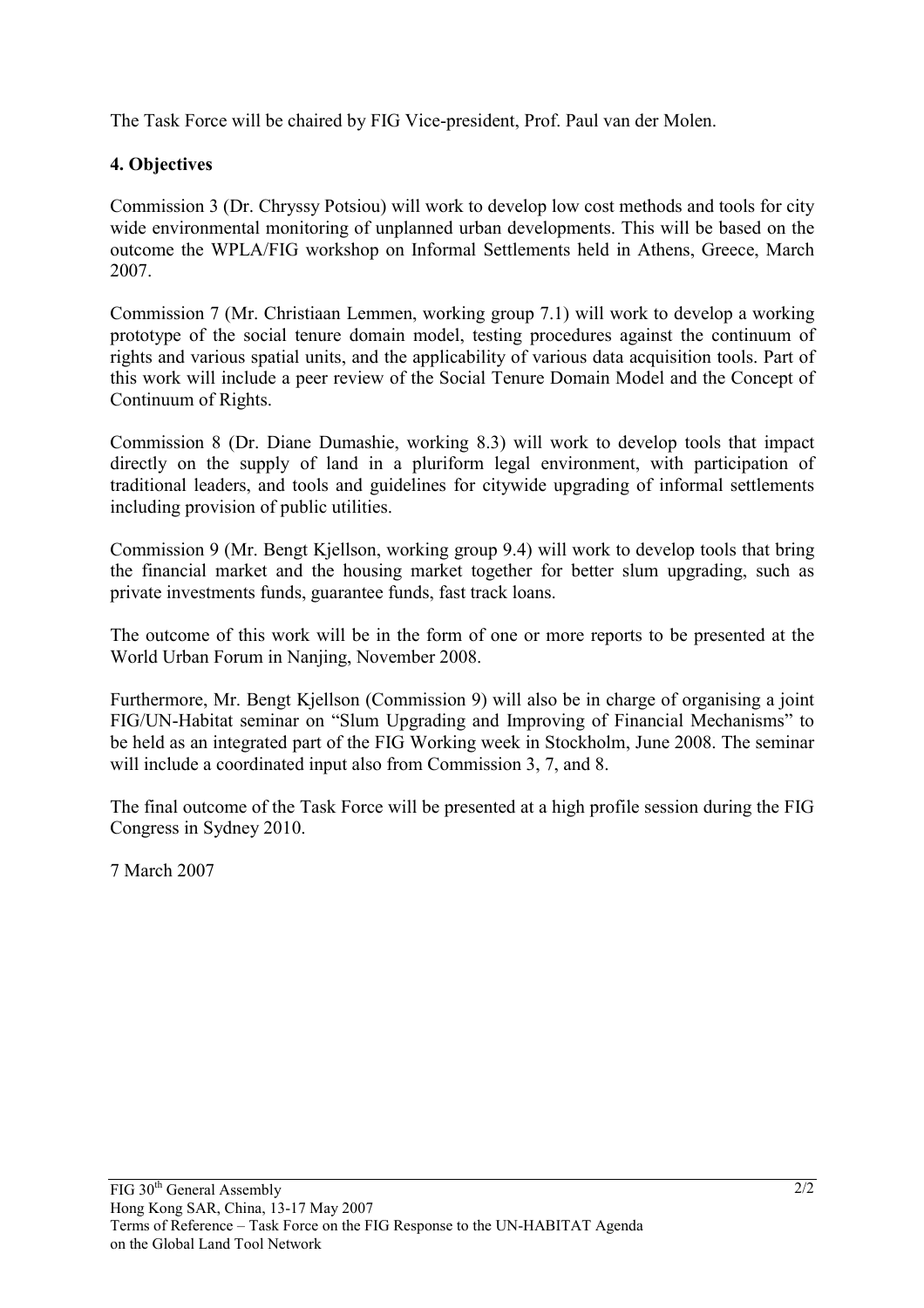The Task Force will be chaired by FIG Vice-president, Prof. Paul van der Molen.

## 4. Objectives

Commission 3 (Dr. Chryssy Potsiou) will work to develop low cost methods and tools for city wide environmental monitoring of unplanned urban developments. This will be based on the outcome the WPLA/FIG workshop on Informal Settlements held in Athens, Greece, March 2007.

Commission 7 (Mr. Christiaan Lemmen, working group 7.1) will work to develop a working prototype of the social tenure domain model, testing procedures against the continuum of rights and various spatial units, and the applicability of various data acquisition tools. Part of this work will include a peer review of the Social Tenure Domain Model and the Concept of Continuum of Rights.

Commission 8 (Dr. Diane Dumashie, working 8.3) will work to develop tools that impact directly on the supply of land in a pluriform legal environment, with participation of traditional leaders, and tools and guidelines for citywide upgrading of informal settlements including provision of public utilities.

Commission 9 (Mr. Bengt Kjellson, working group 9.4) will work to develop tools that bring the financial market and the housing market together for better slum upgrading, such as private investments funds, guarantee funds, fast track loans.

The outcome of this work will be in the form of one or more reports to be presented at the World Urban Forum in Nanjing, November 2008.

Furthermore, Mr. Bengt Kjellson (Commission 9) will also be in charge of organising a joint FIG/UN-Habitat seminar on "Slum Upgrading and Improving of Financial Mechanisms" to be held as an integrated part of the FIG Working week in Stockholm, June 2008. The seminar will include a coordinated input also from Commission 3, 7, and 8.

The final outcome of the Task Force will be presented at a high profile session during the FIG Congress in Sydney 2010.

7 March 2007